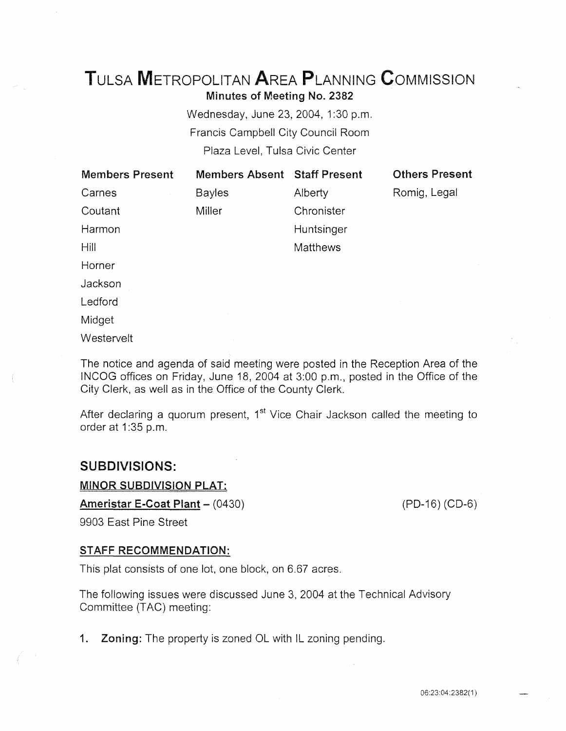# TULSA METROPOLITAN AREA PLANNING COMMISSION

**Minutes of Meeting No. 2382**

Wednesday, June 23, 2004, 1:30 p.m.

Francis Campbell City Council Room

Plaza Level, Tulsa Civic Center

| Members Present | Members Absent | Staff Present | Others Present |
|---|---|---|---|
| Carnes | Bayles | Alberty | Romig, Legal |
| Coutant | Miller | Chronister | |
| Harmon | | Huntsinger | |
| Hill | | Matthews | |
| Horner | | | |
| Jackson | | | |
| Ledford | | | |
| Midget | | | |
| Westervelt | | | |

The notice and agenda of said meeting were posted in the Reception Area of the INCOG offices on Friday, June 18, 2004 at 3:00 p.m., posted in the Office of the City Clerk, as well as in the Office of the County Clerk.

After declaring a quorum present, 1st Vice Chair Jackson called the meeting to order at 1:35 p.m.

## SUBDIVISIONS:

**MINOR SUBDIVISION PLAT:**

**Ameristar E-Coat Plant** – (0430) (PD-16) (CD-6)

9903 East Pine Street

**STAFF RECOMMENDATION:**

This plat consists of one lot, one block, on 6.67 acres.

The following issues were discussed June 3, 2004 at the Technical Advisory Committee (TAC) meeting:

1. **Zoning:** The property is zoned OL with IL zoning pending.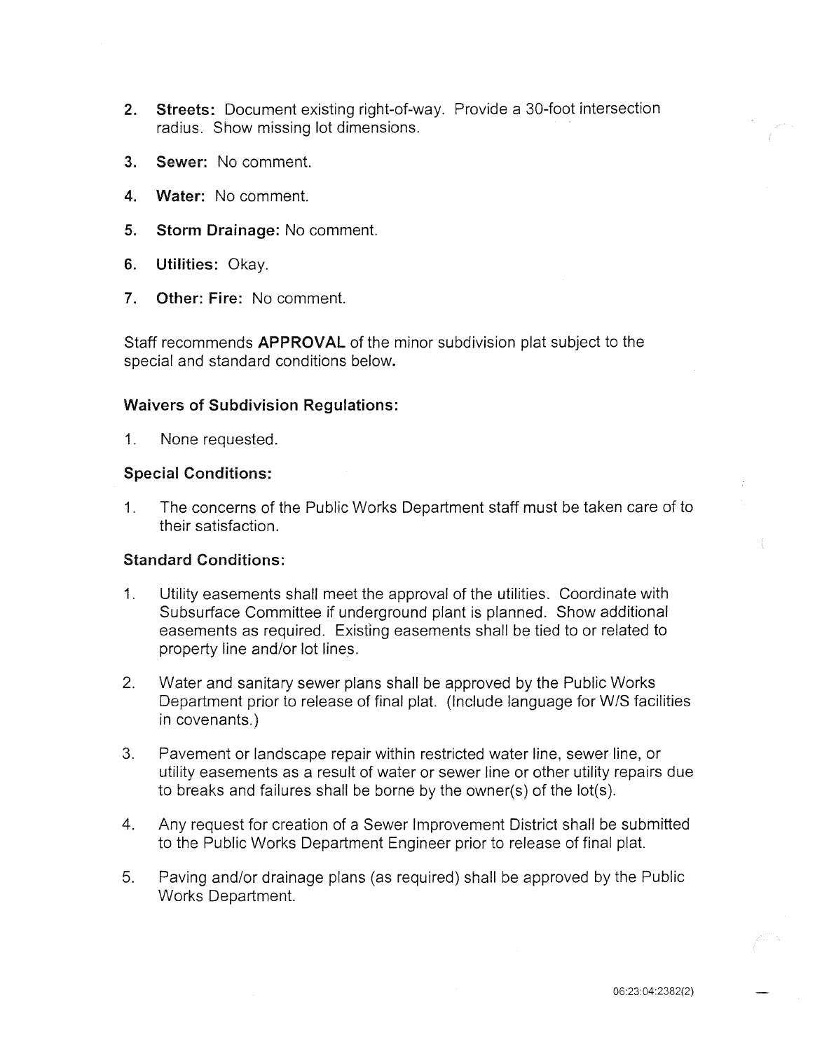2. **Streets:** Document existing right-of-way. Provide a 30-foot intersection radius. Show missing lot dimensions.

3. **Sewer:** No comment.

4. **Water:** No comment.

5. **Storm Drainage:** No comment.

6. **Utilities:** Okay.

7. **Other: Fire:** No comment.

Staff recommends **APPROVAL** of the minor subdivision plat subject to the special and standard conditions below.

### Waivers of Subdivision Regulations:

1. None requested.

### Special Conditions:

1. The concerns of the Public Works Department staff must be taken care of to their satisfaction.

### Standard Conditions:

1. Utility easements shall meet the approval of the utilities. Coordinate with Subsurface Committee if underground plant is planned. Show additional easements as required. Existing easements shall be tied to or related to property line and/or lot lines.

2. Water and sanitary sewer plans shall be approved by the Public Works Department prior to release of final plat. (Include language for W/S facilities in covenants.)

3. Pavement or landscape repair within restricted water line, sewer line, or utility easements as a result of water or sewer line or other utility repairs due to breaks and failures shall be borne by the owner(s) of the lot(s).

4. Any request for creation of a Sewer Improvement District shall be submitted to the Public Works Department Engineer prior to release of final plat.

5. Paving and/or drainage plans (as required) shall be approved by the Public Works Department.

06:23:04:2382(2)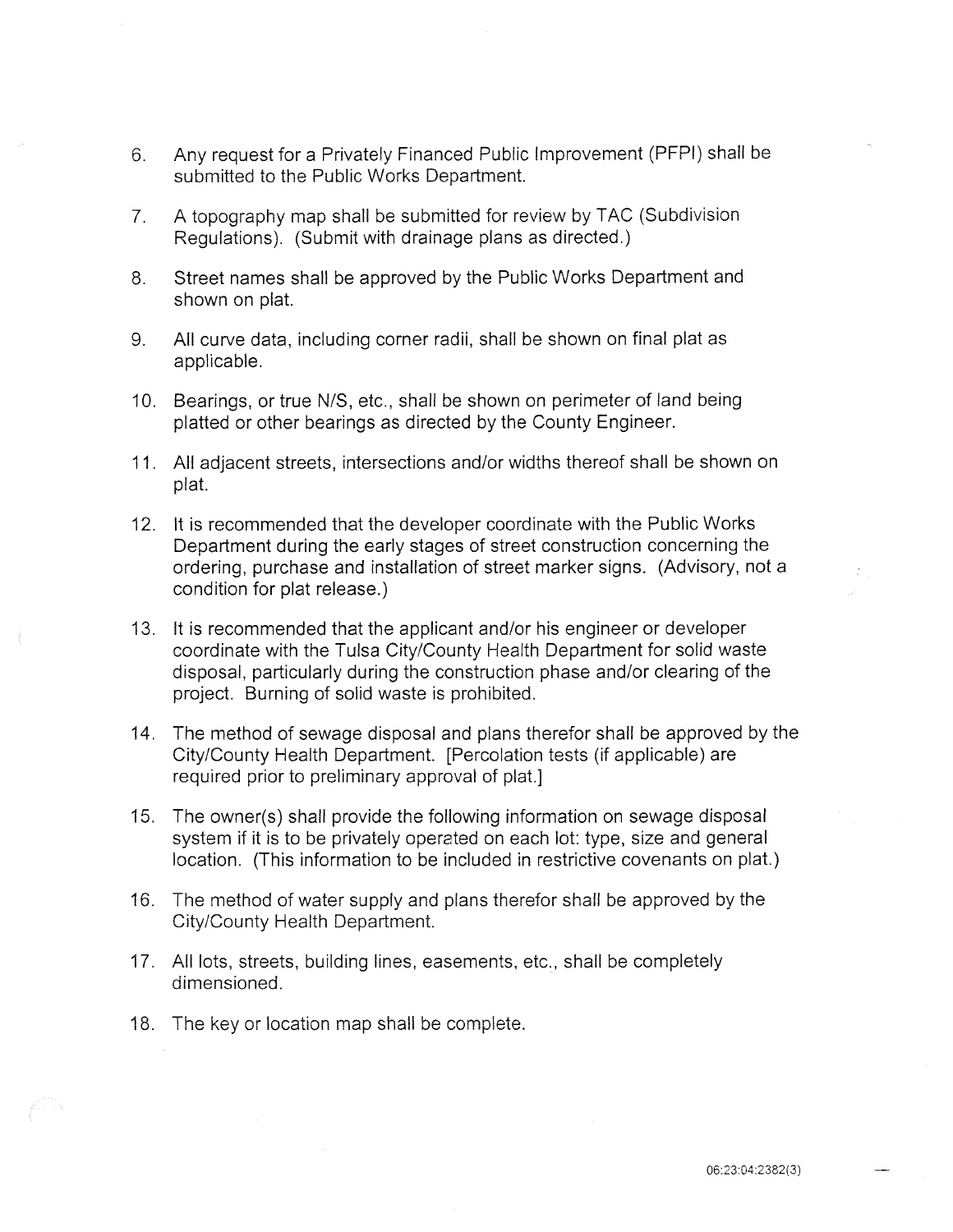6. Any request for a Privately Financed Public Improvement (PFPI) shall be submitted to the Public Works Department.

7. A topography map shall be submitted for review by TAC (Subdivision Regulations). (Submit with drainage plans as directed.)

8. Street names shall be approved by the Public Works Department and shown on plat.

9. All curve data, including corner radii, shall be shown on final plat as applicable.

10. Bearings, or true N/S, etc., shall be shown on perimeter of land being platted or other bearings as directed by the County Engineer.

11. All adjacent streets, intersections and/or widths thereof shall be shown on plat.

12. It is recommended that the developer coordinate with the Public Works Department during the early stages of street construction concerning the ordering, purchase and installation of street marker signs. (Advisory, not a condition for plat release.)

13. It is recommended that the applicant and/or his engineer or developer coordinate with the Tulsa City/County Health Department for solid waste disposal, particularly during the construction phase and/or clearing of the project. Burning of solid waste is prohibited.

14. The method of sewage disposal and plans therefor shall be approved by the City/County Health Department. [Percolation tests (if applicable) are required prior to preliminary approval of plat.]

15. The owner(s) shall provide the following information on sewage disposal system if it is to be privately operated on each lot: type, size and general location. (This information to be included in restrictive covenants on plat.)

16. The method of water supply and plans therefor shall be approved by the City/County Health Department.

17. All lots, streets, building lines, easements, etc., shall be completely dimensioned.

18. The key or location map shall be complete.

06:23:04:2382(3)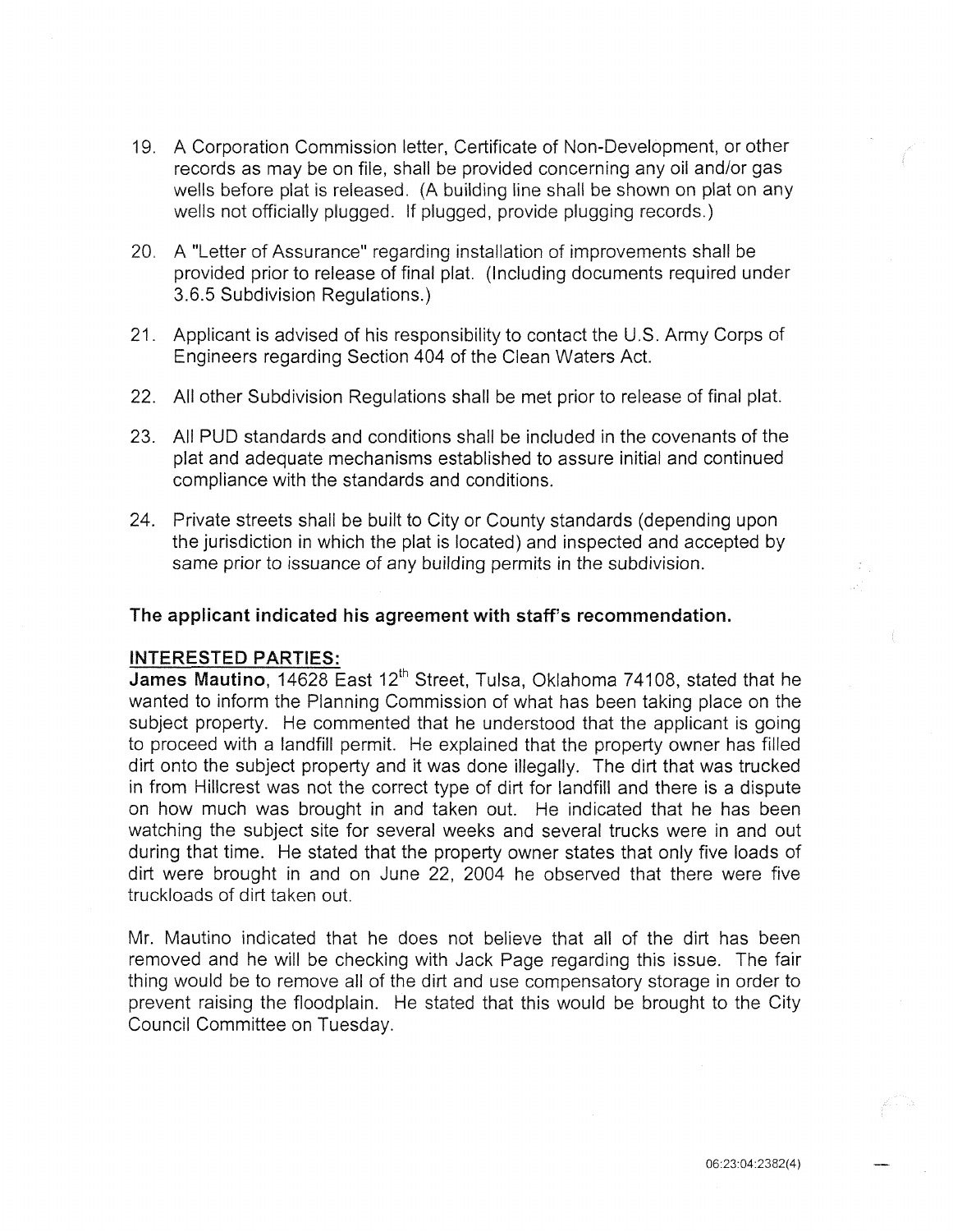19. A Corporation Commission letter, Certificate of Non-Development, or other records as may be on file, shall be provided concerning any oil and/or gas wells before plat is released. (A building line shall be shown on plat on any wells not officially plugged. If plugged, provide plugging records.)

20. A "Letter of Assurance" regarding installation of improvements shall be provided prior to release of final plat. (Including documents required under 3.6.5 Subdivision Regulations.)

21. Applicant is advised of his responsibility to contact the U.S. Army Corps of Engineers regarding Section 404 of the Clean Waters Act.

22. All other Subdivision Regulations shall be met prior to release of final plat.

23. All PUD standards and conditions shall be included in the covenants of the plat and adequate mechanisms established to assure initial and continued compliance with the standards and conditions.

24. Private streets shall be built to City or County standards (depending upon the jurisdiction in which the plat is located) and inspected and accepted by same prior to issuance of any building permits in the subdivision.

**The applicant indicated his agreement with staff's recommendation.**

**INTERESTED PARTIES:**

**James Mautino**, 14628 East 12th Street, Tulsa, Oklahoma 74108, stated that he wanted to inform the Planning Commission of what has been taking place on the subject property. He commented that he understood that the applicant is going to proceed with a landfill permit. He explained that the property owner has filled dirt onto the subject property and it was done illegally. The dirt that was trucked in from Hillcrest was not the correct type of dirt for landfill and there is a dispute on how much was brought in and taken out. He indicated that he has been watching the subject site for several weeks and several trucks were in and out during that time. He stated that the property owner states that only five loads of dirt were brought in and on June 22, 2004 he observed that there were five truckloads of dirt taken out.

Mr. Mautino indicated that he does not believe that all of the dirt has been removed and he will be checking with Jack Page regarding this issue. The fair thing would be to remove all of the dirt and use compensatory storage in order to prevent raising the floodplain. He stated that this would be brought to the City Council Committee on Tuesday.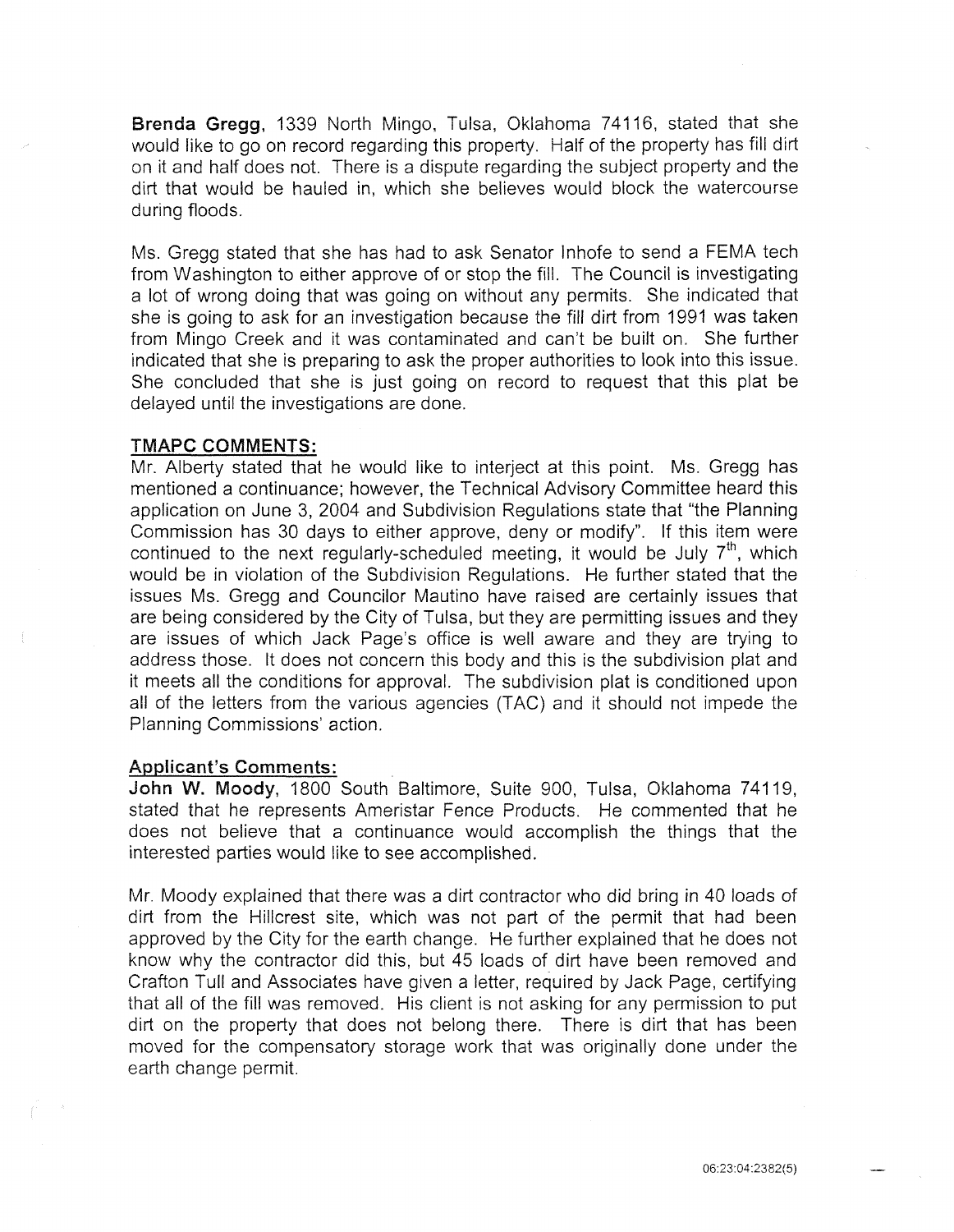**Brenda Gregg**, 1339 North Mingo, Tulsa, Oklahoma 74116, stated that she would like to go on record regarding this property. Half of the property has fill dirt on it and half does not. There is a dispute regarding the subject property and the dirt that would be hauled in, which she believes would block the watercourse during floods.

Ms. Gregg stated that she has had to ask Senator Inhofe to send a FEMA tech from Washington to either approve of or stop the fill. The Council is investigating a lot of wrong doing that was going on without any permits. She indicated that she is going to ask for an investigation because the fill dirt from 1991 was taken from Mingo Creek and it was contaminated and can't be built on. She further indicated that she is preparing to ask the proper authorities to look into this issue. She concluded that she is just going on record to request that this plat be delayed until the investigations are done.

**TMAPC COMMENTS:**

Mr. Alberty stated that he would like to interject at this point. Ms. Gregg has mentioned a continuance; however, the Technical Advisory Committee heard this application on June 3, 2004 and Subdivision Regulations state that "the Planning Commission has 30 days to either approve, deny or modify". If this item were continued to the next regularly-scheduled meeting, it would be July 7th, which would be in violation of the Subdivision Regulations. He further stated that the issues Ms. Gregg and Councilor Mautino have raised are certainly issues that are being considered by the City of Tulsa, but they are permitting issues and they are issues of which Jack Page's office is well aware and they are trying to address those. It does not concern this body and this is the subdivision plat and it meets all the conditions for approval. The subdivision plat is conditioned upon all of the letters from the various agencies (TAC) and it should not impede the Planning Commissions' action.

**Applicant's Comments:**

**John W. Moody**, 1800 South Baltimore, Suite 900, Tulsa, Oklahoma 74119, stated that he represents Ameristar Fence Products. He commented that he does not believe that a continuance would accomplish the things that the interested parties would like to see accomplished.

Mr. Moody explained that there was a dirt contractor who did bring in 40 loads of dirt from the Hillcrest site, which was not part of the permit that had been approved by the City for the earth change. He further explained that he does not know why the contractor did this, but 45 loads of dirt have been removed and Crafton Tull and Associates have given a letter, required by Jack Page, certifying that all of the fill was removed. His client is not asking for any permission to put dirt on the property that does not belong there. There is dirt that has been moved for the compensatory storage work that was originally done under the earth change permit.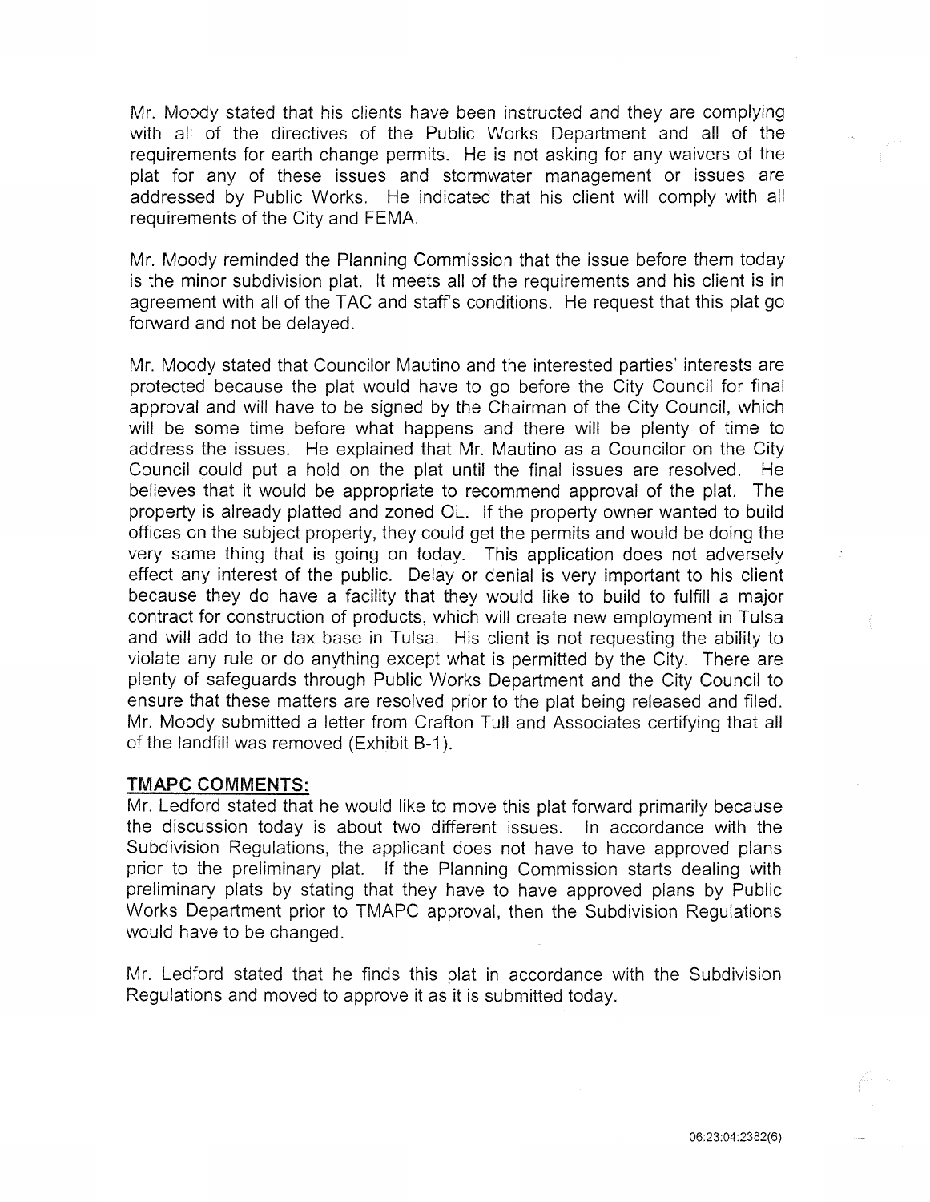Mr. Moody stated that his clients have been instructed and they are complying with all of the directives of the Public Works Department and all of the requirements for earth change permits. He is not asking for any waivers of the plat for any of these issues and stormwater management or issues are addressed by Public Works. He indicated that his client will comply with all requirements of the City and FEMA.

Mr. Moody reminded the Planning Commission that the issue before them today is the minor subdivision plat. It meets all of the requirements and his client is in agreement with all of the TAC and staff's conditions. He request that this plat go forward and not be delayed.

Mr. Moody stated that Councilor Mautino and the interested parties' interests are protected because the plat would have to go before the City Council for final approval and will have to be signed by the Chairman of the City Council, which will be some time before what happens and there will be plenty of time to address the issues. He explained that Mr. Mautino as a Councilor on the City Council could put a hold on the plat until the final issues are resolved. He believes that it would be appropriate to recommend approval of the plat. The property is already platted and zoned OL. If the property owner wanted to build offices on the subject property, they could get the permits and would be doing the very same thing that is going on today. This application does not adversely effect any interest of the public. Delay or denial is very important to his client because they do have a facility that they would like to build to fulfill a major contract for construction of products, which will create new employment in Tulsa and will add to the tax base in Tulsa. His client is not requesting the ability to violate any rule or do anything except what is permitted by the City. There are plenty of safeguards through Public Works Department and the City Council to ensure that these matters are resolved prior to the plat being released and filed. Mr. Moody submitted a letter from Crafton Tull and Associates certifying that all of the landfill was removed (Exhibit B-1).

**TMAPC COMMENTS:**

Mr. Ledford stated that he would like to move this plat forward primarily because the discussion today is about two different issues. In accordance with the Subdivision Regulations, the applicant does not have to have approved plans prior to the preliminary plat. If the Planning Commission starts dealing with preliminary plats by stating that they have to have approved plans by Public Works Department prior to TMAPC approval, then the Subdivision Regulations would have to be changed.

Mr. Ledford stated that he finds this plat in accordance with the Subdivision Regulations and moved to approve it as it is submitted today.

06:23:04:2382(6)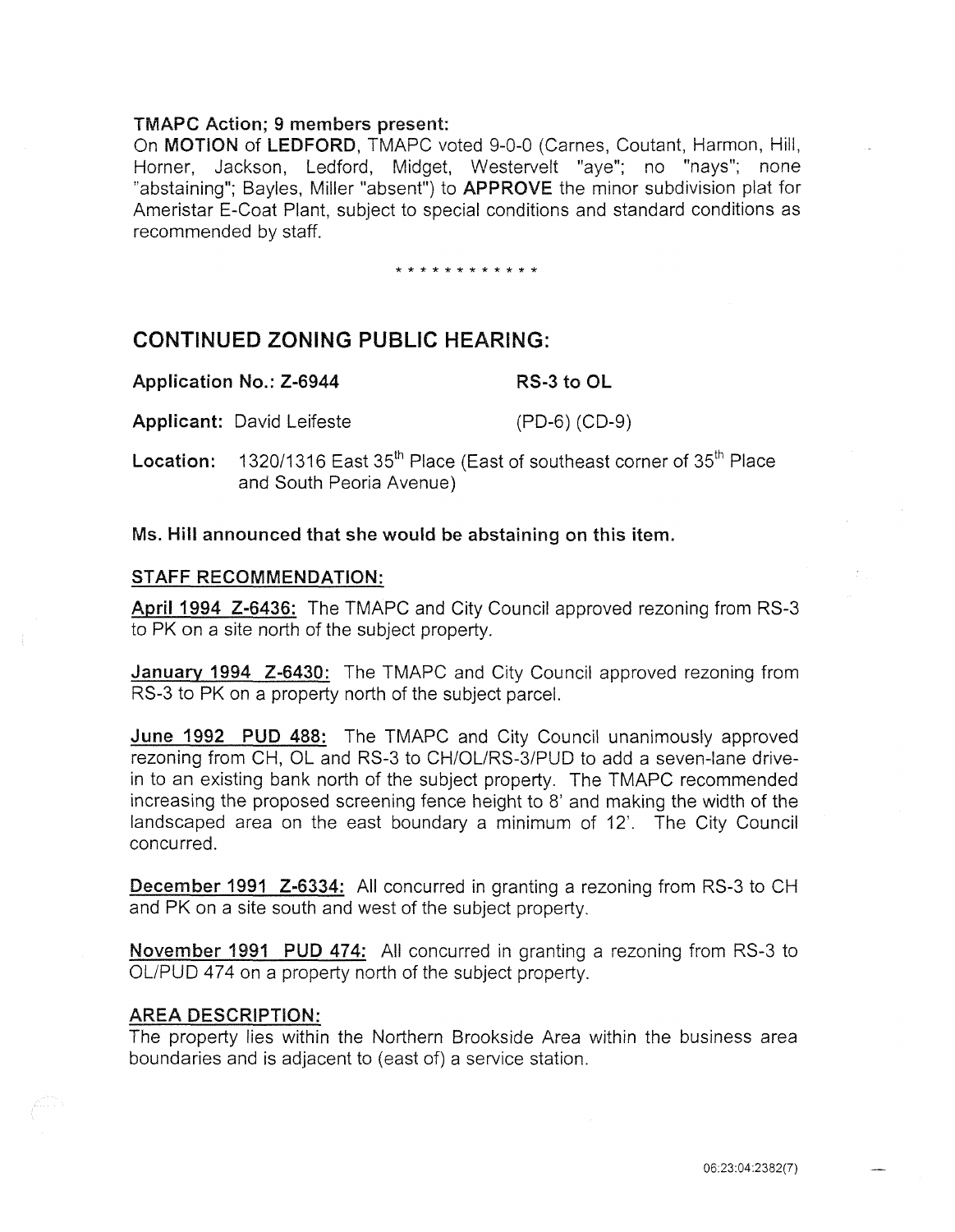**TMAPC Action; 9 members present:**

On **MOTION** of **LEDFORD**, TMAPC voted 9-0-0 (Carnes, Coutant, Harmon, Hill, Horner, Jackson, Ledford, Midget, Westervelt "aye"; no "nays"; none "abstaining"; Bayles, Miller "absent") to **APPROVE** the minor subdivision plat for Ameristar E-Coat Plant, subject to special conditions and standard conditions as recommended by staff.

\* \* \* \* \* \* \* \* \* \* \* \*

## CONTINUED ZONING PUBLIC HEARING:

**Application No.: Z-6944** **RS-3 to OL**

**Applicant:** David Leifeste (PD-6) (CD-9)

**Location:** 1320/1316 East 35th Place (East of southeast corner of 35th Place and South Peoria Avenue)

**Ms. Hill announced that she would be abstaining on this item.**

**STAFF RECOMMENDATION:**

**April 1994 Z-6436:** The TMAPC and City Council approved rezoning from RS-3 to PK on a site north of the subject property.

**January 1994 Z-6430:** The TMAPC and City Council approved rezoning from RS-3 to PK on a property north of the subject parcel.

**June 1992 PUD 488:** The TMAPC and City Council unanimously approved rezoning from CH, OL and RS-3 to CH/OL/RS-3/PUD to add a seven-lane drive-in to an existing bank north of the subject property. The TMAPC recommended increasing the proposed screening fence height to 8' and making the width of the landscaped area on the east boundary a minimum of 12'. The City Council concurred.

**December 1991 Z-6334:** All concurred in granting a rezoning from RS-3 to CH and PK on a site south and west of the subject property.

**November 1991 PUD 474:** All concurred in granting a rezoning from RS-3 to OL/PUD 474 on a property north of the subject property.

**AREA DESCRIPTION:**

The property lies within the Northern Brookside Area within the business area boundaries and is adjacent to (east of) a service station.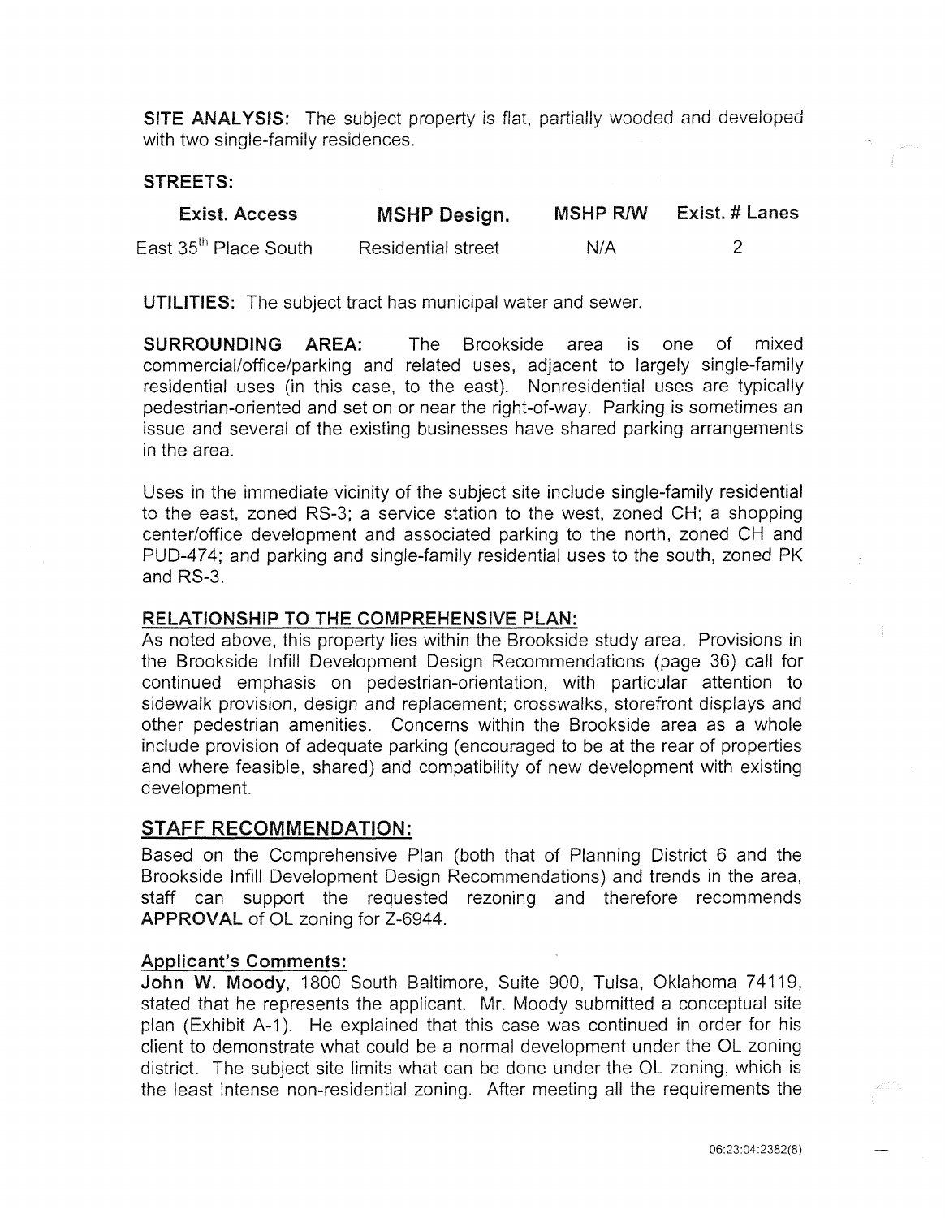**SITE ANALYSIS:** The subject property is flat, partially wooded and developed with two single-family residences.

**STREETS:**

| Exist. Access | MSHP Design. | MSHP R/W | Exist. # Lanes |
|---|---|---|---|
| East 35th Place South | Residential street | N/A | 2 |

**UTILITIES:** The subject tract has municipal water and sewer.

**SURROUNDING AREA:** The Brookside area is one of mixed commercial/office/parking and related uses, adjacent to largely single-family residential uses (in this case, to the east). Nonresidential uses are typically pedestrian-oriented and set on or near the right-of-way. Parking is sometimes an issue and several of the existing businesses have shared parking arrangements in the area.

Uses in the immediate vicinity of the subject site include single-family residential to the east, zoned RS-3; a service station to the west, zoned CH; a shopping center/office development and associated parking to the north, zoned CH and PUD-474; and parking and single-family residential uses to the south, zoned PK and RS-3.

**RELATIONSHIP TO THE COMPREHENSIVE PLAN:**

As noted above, this property lies within the Brookside study area. Provisions in the Brookside Infill Development Design Recommendations (page 36) call for continued emphasis on pedestrian-orientation, with particular attention to sidewalk provision, design and replacement; crosswalks, storefront displays and other pedestrian amenities. Concerns within the Brookside area as a whole include provision of adequate parking (encouraged to be at the rear of properties and where feasible, shared) and compatibility of new development with existing development.

## STAFF RECOMMENDATION:

Based on the Comprehensive Plan (both that of Planning District 6 and the Brookside Infill Development Design Recommendations) and trends in the area, staff can support the requested rezoning and therefore recommends **APPROVAL** of OL zoning for Z-6944.

**Applicant's Comments:**

**John W. Moody**, 1800 South Baltimore, Suite 900, Tulsa, Oklahoma 74119, stated that he represents the applicant. Mr. Moody submitted a conceptual site plan (Exhibit A-1). He explained that this case was continued in order for his client to demonstrate what could be a normal development under the OL zoning district. The subject site limits what can be done under the OL zoning, which is the least intense non-residential zoning. After meeting all the requirements the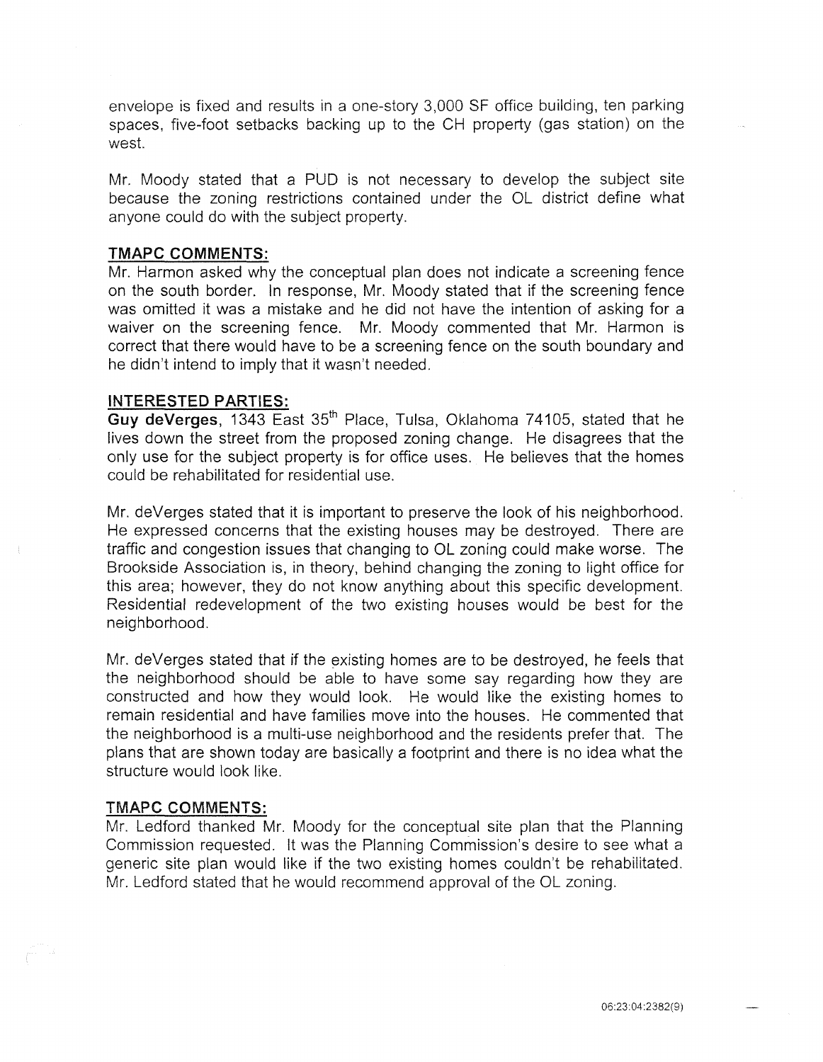envelope is fixed and results in a one-story 3,000 SF office building, ten parking spaces, five-foot setbacks backing up to the CH property (gas station) on the west.

Mr. Moody stated that a PUD is not necessary to develop the subject site because the zoning restrictions contained under the OL district define what anyone could do with the subject property.

**TMAPC COMMENTS:**

Mr. Harmon asked why the conceptual plan does not indicate a screening fence on the south border. In response, Mr. Moody stated that if the screening fence was omitted it was a mistake and he did not have the intention of asking for a waiver on the screening fence. Mr. Moody commented that Mr. Harmon is correct that there would have to be a screening fence on the south boundary and he didn't intend to imply that it wasn't needed.

**INTERESTED PARTIES:**

**Guy deVerges**, 1343 East 35th Place, Tulsa, Oklahoma 74105, stated that he lives down the street from the proposed zoning change. He disagrees that the only use for the subject property is for office uses. He believes that the homes could be rehabilitated for residential use.

Mr. deVerges stated that it is important to preserve the look of his neighborhood. He expressed concerns that the existing houses may be destroyed. There are traffic and congestion issues that changing to OL zoning could make worse. The Brookside Association is, in theory, behind changing the zoning to light office for this area; however, they do not know anything about this specific development. Residential redevelopment of the two existing houses would be best for the neighborhood.

Mr. deVerges stated that if the existing homes are to be destroyed, he feels that the neighborhood should be able to have some say regarding how they are constructed and how they would look. He would like the existing homes to remain residential and have families move into the houses. He commented that the neighborhood is a multi-use neighborhood and the residents prefer that. The plans that are shown today are basically a footprint and there is no idea what the structure would look like.

**TMAPC COMMENTS:**

Mr. Ledford thanked Mr. Moody for the conceptual site plan that the Planning Commission requested. It was the Planning Commission's desire to see what a generic site plan would like if the two existing homes couldn't be rehabilitated. Mr. Ledford stated that he would recommend approval of the OL zoning.

06:23:04:2382(9)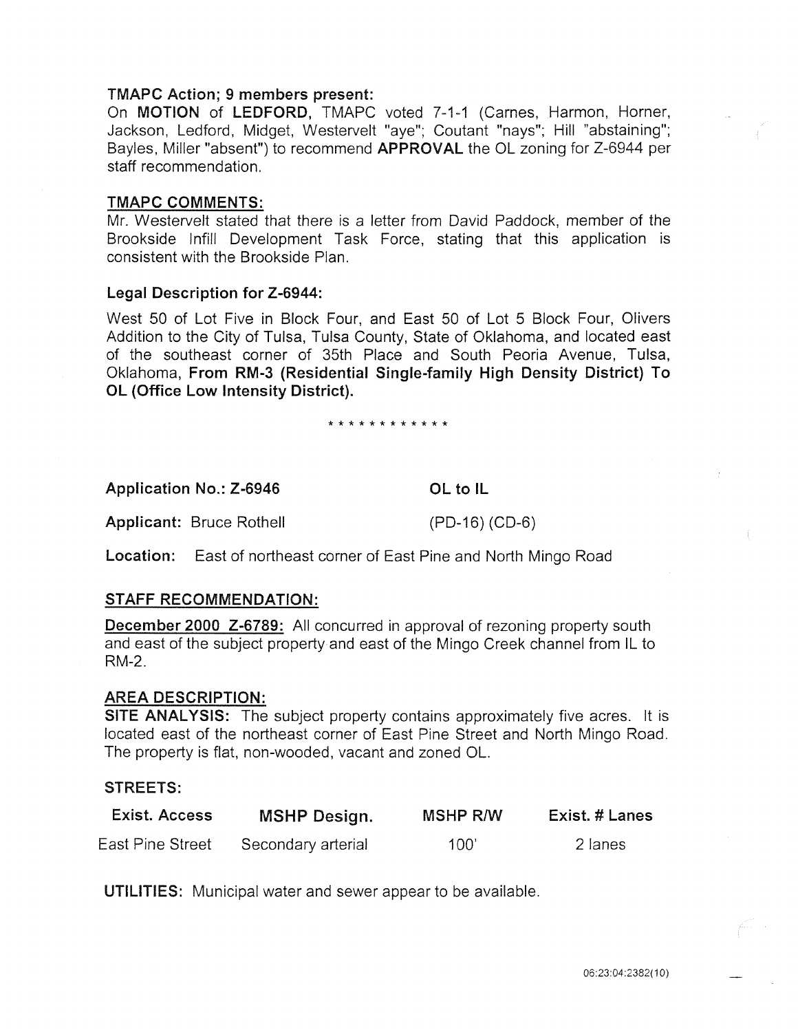**TMAPC Action; 9 members present:**

On **MOTION** of **LEDFORD,** TMAPC voted 7-1-1 (Carnes, Harmon, Horner, Jackson, Ledford, Midget, Westervelt "aye"; Coutant "nays"; Hill "abstaining"; Bayles, Miller "absent") to recommend **APPROVAL** the OL zoning for Z-6944 per staff recommendation.

**TMAPC COMMENTS:**

Mr. Westervelt stated that there is a letter from David Paddock, member of the Brookside Infill Development Task Force, stating that this application is consistent with the Brookside Plan.

**Legal Description for Z-6944:**

West 50 of Lot Five in Block Four, and East 50 of Lot 5 Block Four, Olivers Addition to the City of Tulsa, Tulsa County, State of Oklahoma, and located east of the southeast corner of 35th Place and South Peoria Avenue, Tulsa, Oklahoma, **From RM-3 (Residential Single-family High Density District) To OL (Office Low Intensity District).**

* * * * * * * * * * * *

**Application No.: Z-6946** **OL to IL**

**Applicant:** Bruce Rothell (PD-16) (CD-6)

**Location:** East of northeast corner of East Pine and North Mingo Road

**STAFF RECOMMENDATION:**

**December 2000 Z-6789:** All concurred in approval of rezoning property south and east of the subject property and east of the Mingo Creek channel from IL to RM-2.

**AREA DESCRIPTION:**

**SITE ANALYSIS:** The subject property contains approximately five acres. It is located east of the northeast corner of East Pine Street and North Mingo Road. The property is flat, non-wooded, vacant and zoned OL.

**STREETS:**

| Exist. Access | MSHP Design. | MSHP R/W | Exist. # Lanes |
|---|---|---|---|
| East Pine Street | Secondary arterial | 100' | 2 lanes |

**UTILITIES:** Municipal water and sewer appear to be available.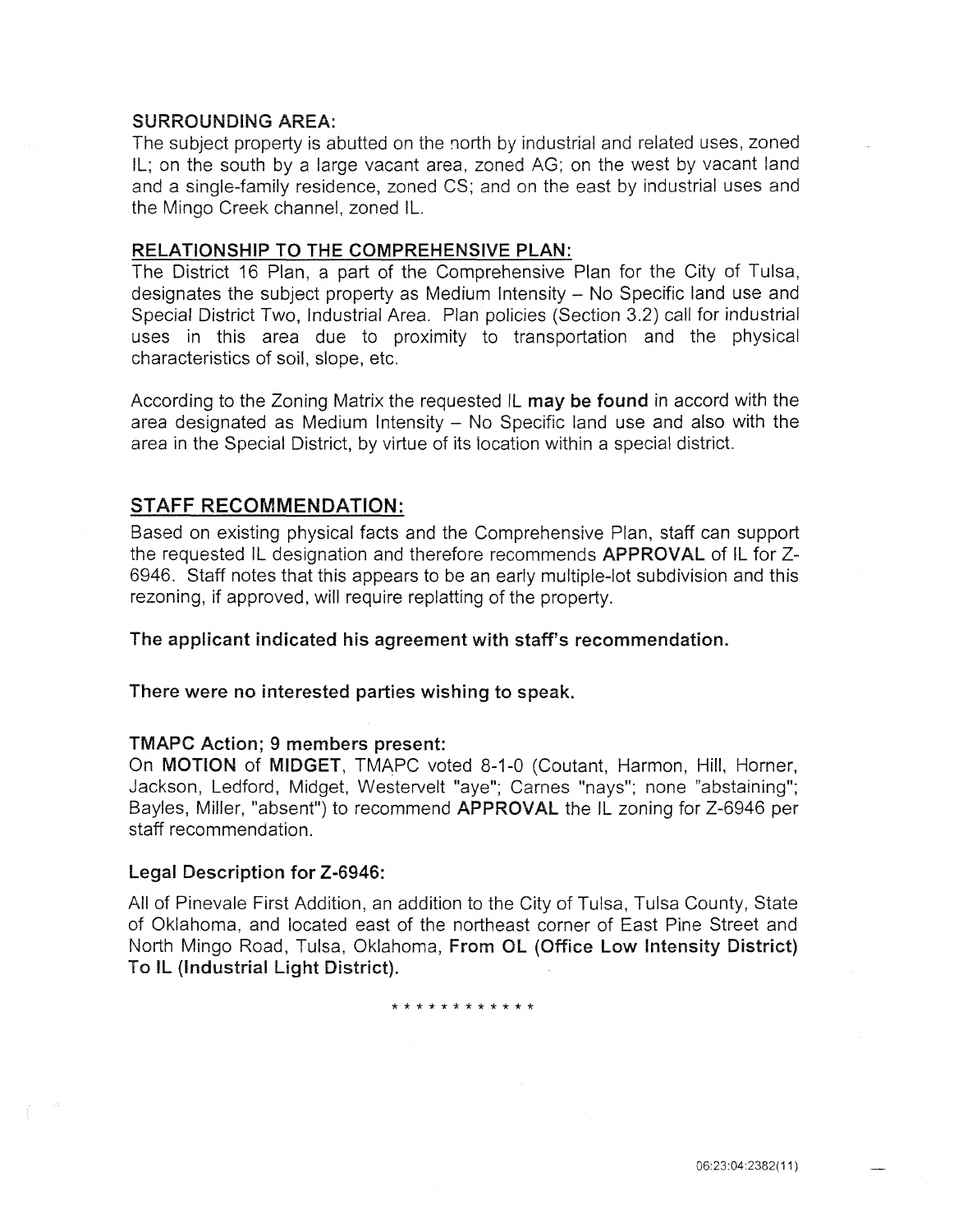**SURROUNDING AREA:**
The subject property is abutted on the north by industrial and related uses, zoned IL; on the south by a large vacant area, zoned AG; on the west by vacant land and a single-family residence, zoned CS; and on the east by industrial uses and the Mingo Creek channel, zoned IL.

**RELATIONSHIP TO THE COMPREHENSIVE PLAN:**
The District 16 Plan, a part of the Comprehensive Plan for the City of Tulsa, designates the subject property as Medium Intensity – No Specific land use and Special District Two, Industrial Area. Plan policies (Section 3.2) call for industrial uses in this area due to proximity to transportation and the physical characteristics of soil, slope, etc.

According to the Zoning Matrix the requested IL **may be found** in accord with the area designated as Medium Intensity – No Specific land use and also with the area in the Special District, by virtue of its location within a special district.

## STAFF RECOMMENDATION:

Based on existing physical facts and the Comprehensive Plan, staff can support the requested IL designation and therefore recommends **APPROVAL** of IL for Z-6946. Staff notes that this appears to be an early multiple-lot subdivision and this rezoning, if approved, will require replatting of the property.

**The applicant indicated his agreement with staff's recommendation.**

**There were no interested parties wishing to speak.**

**TMAPC Action; 9 members present:**
On **MOTION** of **MIDGET**, TMAPC voted 8-1-0 (Coutant, Harmon, Hill, Horner, Jackson, Ledford, Midget, Westervelt "aye"; Carnes "nays"; none "abstaining"; Bayles, Miller, "absent") to recommend **APPROVAL** the IL zoning for Z-6946 per staff recommendation.

**Legal Description for Z-6946:**

All of Pinevale First Addition, an addition to the City of Tulsa, Tulsa County, State of Oklahoma, and located east of the northeast corner of East Pine Street and North Mingo Road, Tulsa, Oklahoma, **From OL (Office Low Intensity District) To IL (Industrial Light District).**

\* \* \* \* \* \* \* \* \* \* \* \*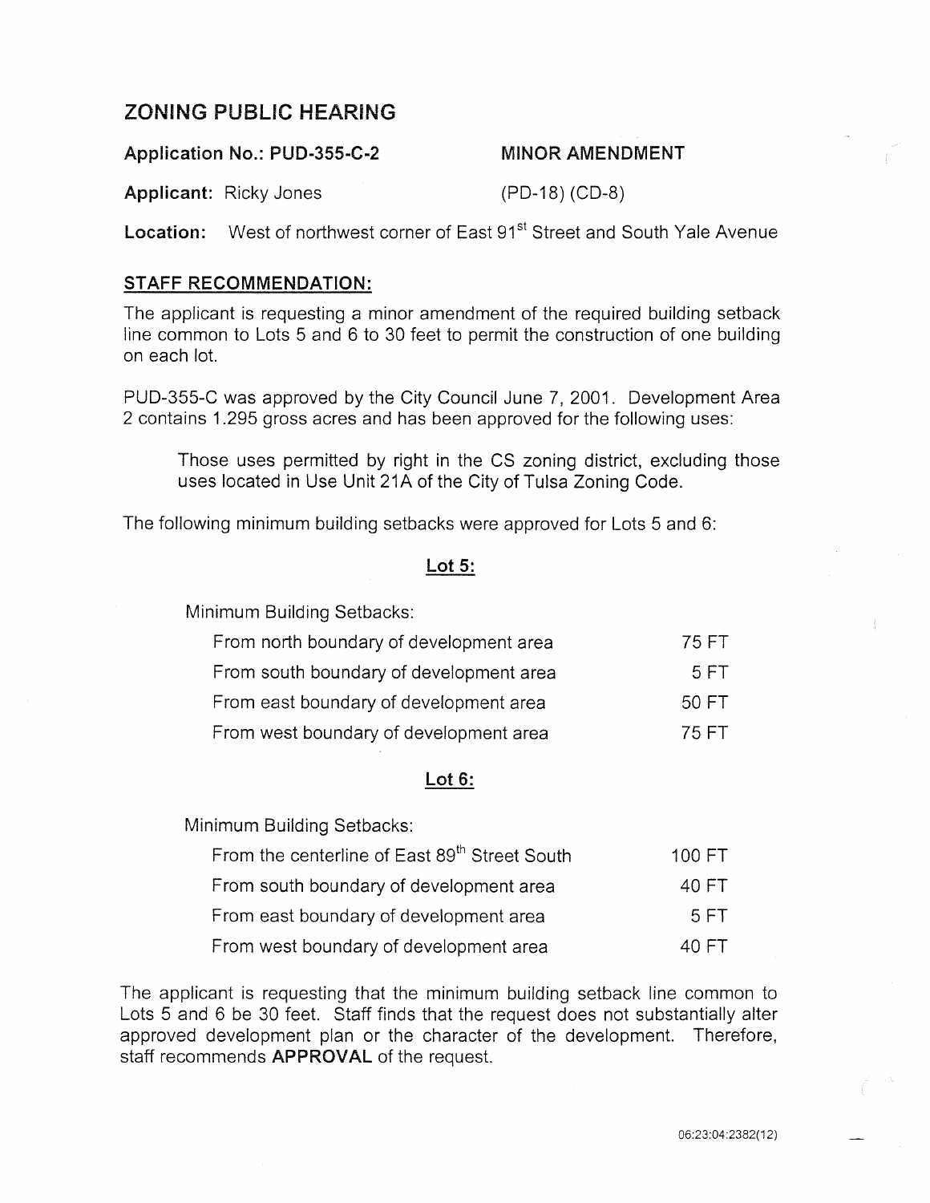## ZONING PUBLIC HEARING

**Application No.: PUD-355-C-2** **MINOR AMENDMENT**

**Applicant:** Ricky Jones (PD-18) (CD-8)

**Location:** West of northwest corner of East 91st Street and South Yale Avenue

**STAFF RECOMMENDATION:**

The applicant is requesting a minor amendment of the required building setback line common to Lots 5 and 6 to 30 feet to permit the construction of one building on each lot.

PUD-355-C was approved by the City Council June 7, 2001. Development Area 2 contains 1.295 gross acres and has been approved for the following uses:

> Those uses permitted by right in the CS zoning district, excluding those uses located in Use Unit 21A of the City of Tulsa Zoning Code.

The following minimum building setbacks were approved for Lots 5 and 6:

**Lot 5:**

Minimum Building Setbacks:

| | |
|---|---|
| From north boundary of development area | 75 FT |
| From south boundary of development area | 5 FT |
| From east boundary of development area | 50 FT |
| From west boundary of development area | 75 FT |

**Lot 6:**

Minimum Building Setbacks:

| | |
|---|---|
| From the centerline of East 89th Street South | 100 FT |
| From south boundary of development area | 40 FT |
| From east boundary of development area | 5 FT |
| From west boundary of development area | 40 FT |

The applicant is requesting that the minimum building setback line common to Lots 5 and 6 be 30 feet. Staff finds that the request does not substantially alter approved development plan or the character of the development. Therefore, staff recommends **APPROVAL** of the request.

06:23:04:2382(12)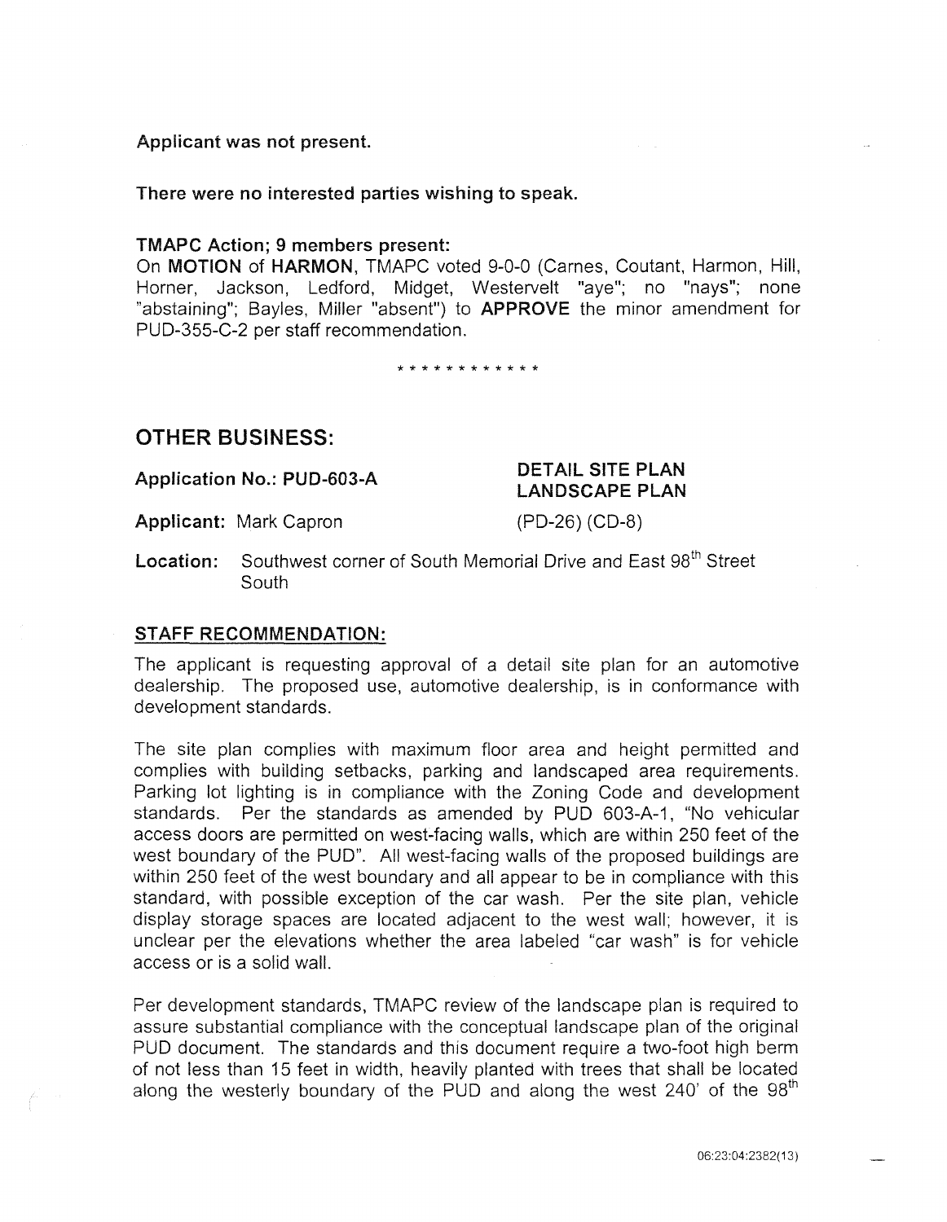**Applicant was not present.**

**There were no interested parties wishing to speak.**

**TMAPC Action; 9 members present:**

On **MOTION** of **HARMON**, TMAPC voted 9-0-0 (Carnes, Coutant, Harmon, Hill, Horner, Jackson, Ledford, Midget, Westervelt "aye"; no "nays"; none "abstaining"; Bayles, Miller "absent") to **APPROVE** the minor amendment for PUD-355-C-2 per staff recommendation.

\* \* \* \* \* \* \* \* \* \* \* \*

## OTHER BUSINESS:

**Application No.: PUD-603-A** **DETAIL SITE PLAN LANDSCAPE PLAN**

**Applicant:** Mark Capron (PD-26) (CD-8)

**Location:** Southwest corner of South Memorial Drive and East 98th Street South

**STAFF RECOMMENDATION:**

The applicant is requesting approval of a detail site plan for an automotive dealership. The proposed use, automotive dealership, is in conformance with development standards.

The site plan complies with maximum floor area and height permitted and complies with building setbacks, parking and landscaped area requirements. Parking lot lighting is in compliance with the Zoning Code and development standards. Per the standards as amended by PUD 603-A-1, "No vehicular access doors are permitted on west-facing walls, which are within 250 feet of the west boundary of the PUD". All west-facing walls of the proposed buildings are within 250 feet of the west boundary and all appear to be in compliance with this standard, with possible exception of the car wash. Per the site plan, vehicle display storage spaces are located adjacent to the west wall; however, it is unclear per the elevations whether the area labeled "car wash" is for vehicle access or is a solid wall.

Per development standards, TMAPC review of the landscape plan is required to assure substantial compliance with the conceptual landscape plan of the original PUD document. The standards and this document require a two-foot high berm of not less than 15 feet in width, heavily planted with trees that shall be located along the westerly boundary of the PUD and along the west 240' of the 98th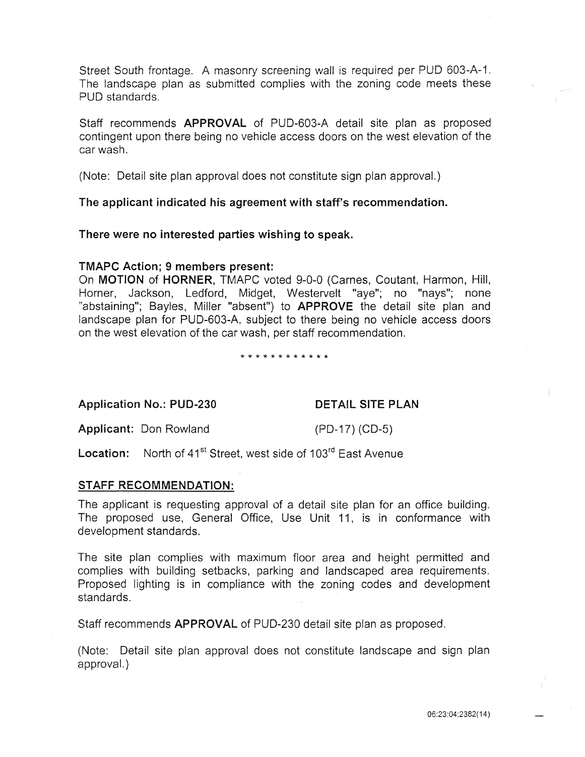Street South frontage. A masonry screening wall is required per PUD 603-A-1. The landscape plan as submitted complies with the zoning code meets these PUD standards.

Staff recommends **APPROVAL** of PUD-603-A detail site plan as proposed contingent upon there being no vehicle access doors on the west elevation of the car wash.

(Note: Detail site plan approval does not constitute sign plan approval.)

**The applicant indicated his agreement with staff's recommendation.**

**There were no interested parties wishing to speak.**

**TMAPC Action; 9 members present:**
On **MOTION** of **HORNER,** TMAPC voted 9-0-0 (Carnes, Coutant, Harmon, Hill, Horner, Jackson, Ledford, Midget, Westervelt "aye"; no "nays"; none "abstaining"; Bayles, Miller "absent") to **APPROVE** the detail site plan and landscape plan for PUD-603-A, subject to there being no vehicle access doors on the west elevation of the car wash, per staff recommendation.

* * * * * * * * * * * *

**Application No.: PUD-230** **DETAIL SITE PLAN**

**Applicant:** Don Rowland (PD-17) (CD-5)

**Location:** North of 41st Street, west side of 103rd East Avenue

**STAFF RECOMMENDATION:**

The applicant is requesting approval of a detail site plan for an office building. The proposed use, General Office, Use Unit 11, is in conformance with development standards.

The site plan complies with maximum floor area and height permitted and complies with building setbacks, parking and landscaped area requirements. Proposed lighting is in compliance with the zoning codes and development standards.

Staff recommends **APPROVAL** of PUD-230 detail site plan as proposed.

(Note: Detail site plan approval does not constitute landscape and sign plan approval.)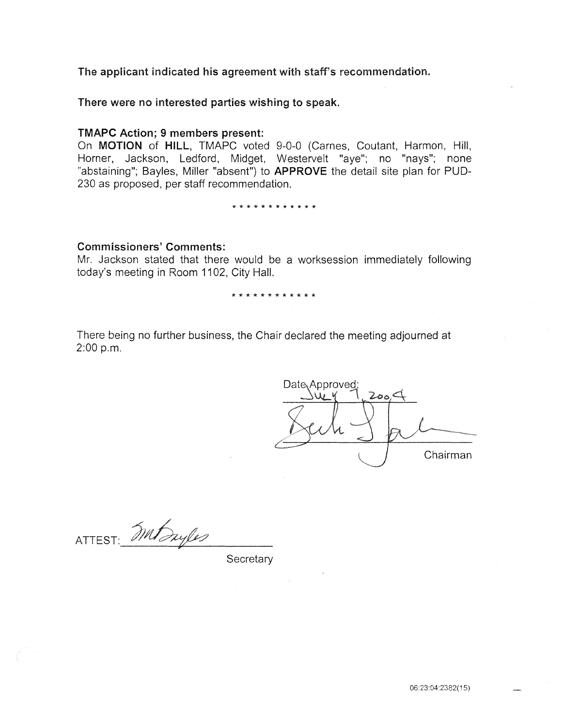**The applicant indicated his agreement with staff's recommendation.**

**There were no interested parties wishing to speak.**

**TMAPC Action; 9 members present:**

On **MOTION** of **HILL**, TMAPC voted 9-0-0 (Carnes, Coutant, Harmon, Hill, Horner, Jackson, Ledford, Midget, Westervelt "aye"; no "nays"; none "abstaining"; Bayles, Miller "absent") to **APPROVE** the detail site plan for PUD-230 as proposed, per staff recommendation.

\* \* \* \* \* \* \* \* \* \* \* \*

**Commissioners' Comments:**

Mr. Jackson stated that there would be a worksession immediately following today's meeting in Room 1102, City Hall.

\* \* \* \* \* \* \* \* \* \* \* \*

There being no further business, the Chair declared the meeting adjourned at 2:00 p.m.

Date Approved:
July 7, 2004

Chairman

ATTEST: _______________

Secretary

06:23:04:2382(15)